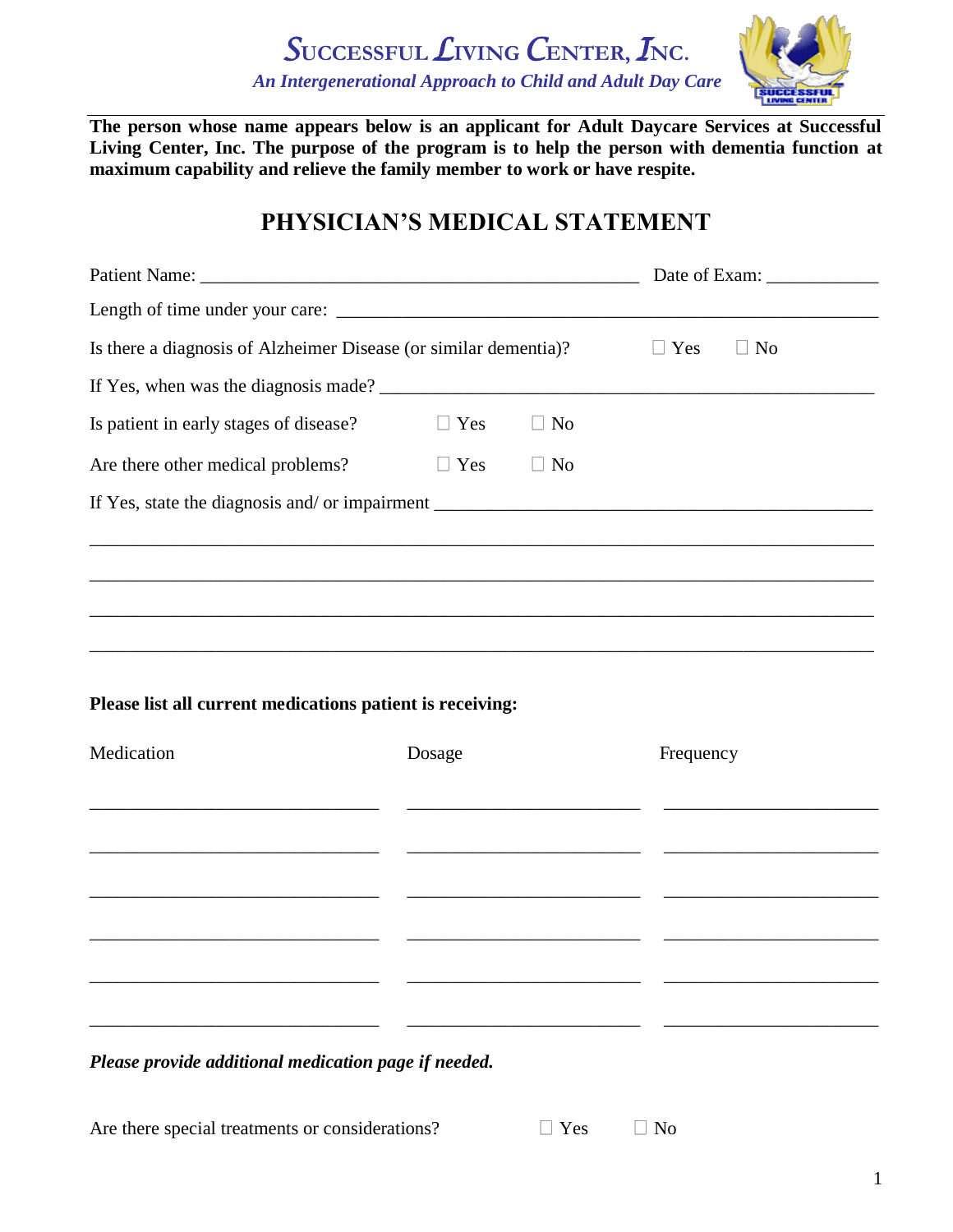# SUCCESSFUL LIVING CENTER, INC.

*An Intergenerational Approach to Child and Adult Day Care*

**The person whose name appears below is an applicant for Adult Daycare Services at Successful Living Center, Inc. The purpose of the program is to help the person with dementia function at maximum capability and relieve the family member to work or have respite.**

## PHYSICIAN'S MEDICAL STATEMENT

Patient Name: _______________________________________________ Date of Exam: ___________

Length of time under your care: ________________________________________________________

Is there a diagnosis of Alzheimer Disease (or similar dementia)? ☐ Yes ☐ No

If Yes, when was the diagnosis made? ______________________________________________

Is patient in early stages of disease? ☐ Yes ☐ No

Are there other medical problems? ☐ Yes ☐ No

If Yes, state the diagnosis and/ or impairment ______________________________________________

_____________________________________________________________________________

_____________________________________________________________________________

_____________________________________________________________________________

_____________________________________________________________________________

**Please list all current medications patient is receiving:**

| Medication | Dosage | Frequency |
|---|---|---|
| | | |
| | | |
| | | |
| | | |
| | | |
| | | |

***Please provide additional medication page if needed.***

Are there special treatments or considerations? ☐ Yes ☐ No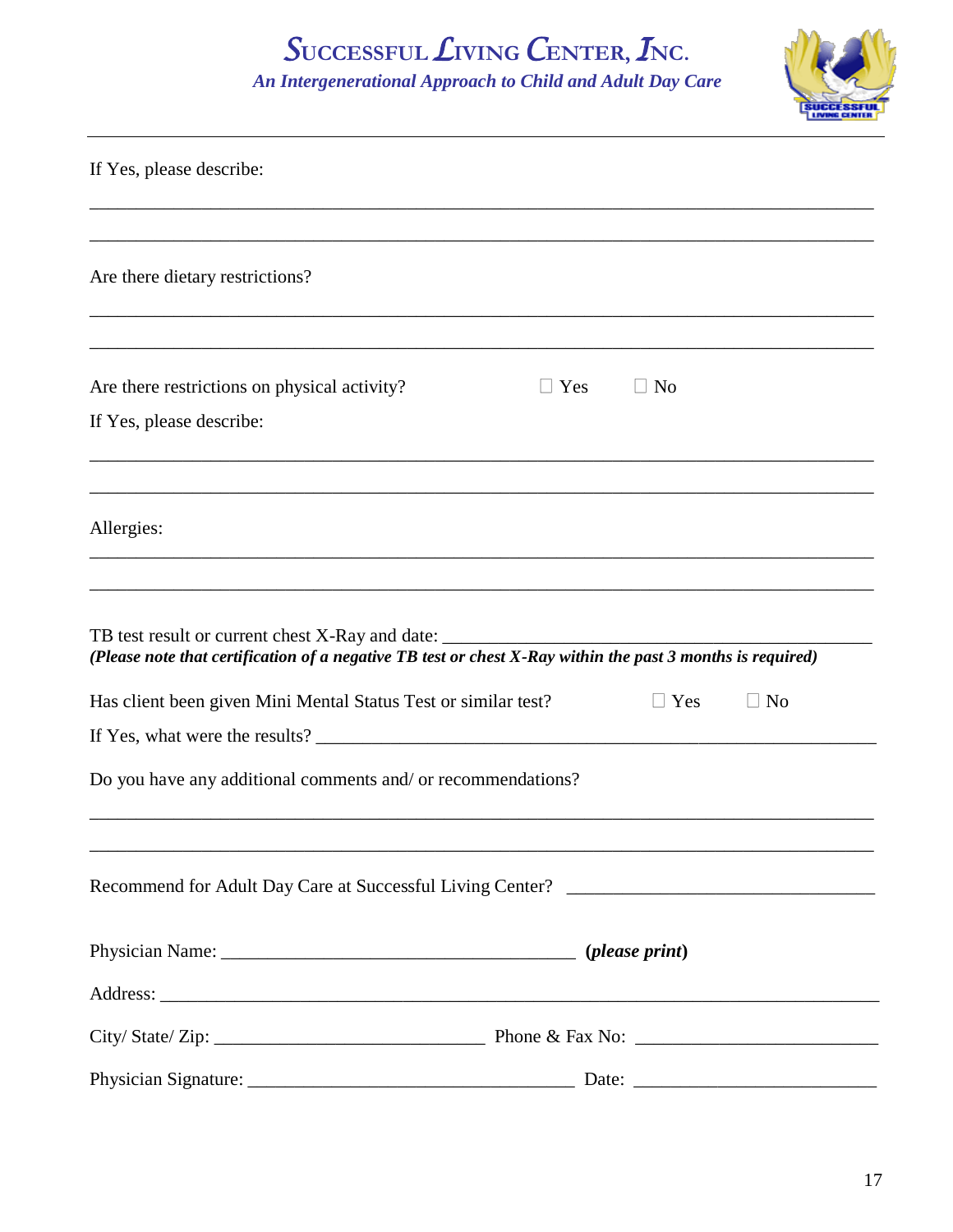If Yes, please describe:

\_\_\_\_\_\_\_\_\_\_\_\_\_\_\_\_\_\_\_\_\_\_\_\_\_\_\_\_\_\_\_\_\_\_\_\_\_\_\_\_\_\_\_\_\_\_\_\_\_\_\_\_\_\_\_\_\_\_\_\_\_\_\_\_\_\_\_\_\_\_\_\_\_\_\_\_\_\_

\_\_\_\_\_\_\_\_\_\_\_\_\_\_\_\_\_\_\_\_\_\_\_\_\_\_\_\_\_\_\_\_\_\_\_\_\_\_\_\_\_\_\_\_\_\_\_\_\_\_\_\_\_\_\_\_\_\_\_\_\_\_\_\_\_\_\_\_\_\_\_\_\_\_\_\_\_\_

Are there dietary restrictions?

\_\_\_\_\_\_\_\_\_\_\_\_\_\_\_\_\_\_\_\_\_\_\_\_\_\_\_\_\_\_\_\_\_\_\_\_\_\_\_\_\_\_\_\_\_\_\_\_\_\_\_\_\_\_\_\_\_\_\_\_\_\_\_\_\_\_\_\_\_\_\_\_\_\_\_\_\_\_

\_\_\_\_\_\_\_\_\_\_\_\_\_\_\_\_\_\_\_\_\_\_\_\_\_\_\_\_\_\_\_\_\_\_\_\_\_\_\_\_\_\_\_\_\_\_\_\_\_\_\_\_\_\_\_\_\_\_\_\_\_\_\_\_\_\_\_\_\_\_\_\_\_\_\_\_\_\_

Are there restrictions on physical activity? ☐ Yes ☐ No

If Yes, please describe:

\_\_\_\_\_\_\_\_\_\_\_\_\_\_\_\_\_\_\_\_\_\_\_\_\_\_\_\_\_\_\_\_\_\_\_\_\_\_\_\_\_\_\_\_\_\_\_\_\_\_\_\_\_\_\_\_\_\_\_\_\_\_\_\_\_\_\_\_\_\_\_\_\_\_\_\_\_\_

\_\_\_\_\_\_\_\_\_\_\_\_\_\_\_\_\_\_\_\_\_\_\_\_\_\_\_\_\_\_\_\_\_\_\_\_\_\_\_\_\_\_\_\_\_\_\_\_\_\_\_\_\_\_\_\_\_\_\_\_\_\_\_\_\_\_\_\_\_\_\_\_\_\_\_\_\_\_

Allergies:

\_\_\_\_\_\_\_\_\_\_\_\_\_\_\_\_\_\_\_\_\_\_\_\_\_\_\_\_\_\_\_\_\_\_\_\_\_\_\_\_\_\_\_\_\_\_\_\_\_\_\_\_\_\_\_\_\_\_\_\_\_\_\_\_\_\_\_\_\_\_\_\_\_\_\_\_\_\_

\_\_\_\_\_\_\_\_\_\_\_\_\_\_\_\_\_\_\_\_\_\_\_\_\_\_\_\_\_\_\_\_\_\_\_\_\_\_\_\_\_\_\_\_\_\_\_\_\_\_\_\_\_\_\_\_\_\_\_\_\_\_\_\_\_\_\_\_\_\_\_\_\_\_\_\_\_\_

TB test result or current chest X-Ray and date: \_\_\_\_\_\_\_\_\_\_\_\_\_\_\_\_\_\_\_\_\_\_\_\_\_\_\_\_\_\_\_\_\_\_\_\_\_\_\_\_

***(Please note that certification of a negative TB test or chest X-Ray within the past 3 months is required)***

Has client been given Mini Mental Status Test or similar test? ☐ Yes ☐ No

If Yes, what were the results? \_\_\_\_\_\_\_\_\_\_\_\_\_\_\_\_\_\_\_\_\_\_\_\_\_\_\_\_\_\_\_\_\_\_\_\_\_\_\_\_\_\_\_\_\_\_\_\_\_\_\_\_\_\_

Do you have any additional comments and/ or recommendations?

\_\_\_\_\_\_\_\_\_\_\_\_\_\_\_\_\_\_\_\_\_\_\_\_\_\_\_\_\_\_\_\_\_\_\_\_\_\_\_\_\_\_\_\_\_\_\_\_\_\_\_\_\_\_\_\_\_\_\_\_\_\_\_\_\_\_\_\_\_\_\_\_\_\_\_\_\_\_

\_\_\_\_\_\_\_\_\_\_\_\_\_\_\_\_\_\_\_\_\_\_\_\_\_\_\_\_\_\_\_\_\_\_\_\_\_\_\_\_\_\_\_\_\_\_\_\_\_\_\_\_\_\_\_\_\_\_\_\_\_\_\_\_\_\_\_\_\_\_\_\_\_\_\_\_\_\_

Recommend for Adult Day Care at Successful Living Center? \_\_\_\_\_\_\_\_\_\_\_\_\_\_\_\_\_\_\_\_\_\_\_\_\_\_\_\_\_\_

Physician Name: \_\_\_\_\_\_\_\_\_\_\_\_\_\_\_\_\_\_\_\_\_\_\_\_\_\_\_\_\_\_\_\_\_\_\_\_ **(*please print*)**

Address: \_\_\_\_\_\_\_\_\_\_\_\_\_\_\_\_\_\_\_\_\_\_\_\_\_\_\_\_\_\_\_\_\_\_\_\_\_\_\_\_\_\_\_\_\_\_\_\_\_\_\_\_\_\_\_\_\_\_\_\_\_\_\_\_\_\_\_\_\_\_

City/ State/ Zip: \_\_\_\_\_\_\_\_\_\_\_\_\_\_\_\_\_\_\_\_\_\_\_\_\_\_\_ Phone & Fax No: \_\_\_\_\_\_\_\_\_\_\_\_\_\_\_\_\_\_\_\_\_\_\_\_\_

Physician Signature: \_\_\_\_\_\_\_\_\_\_\_\_\_\_\_\_\_\_\_\_\_\_\_\_\_\_\_\_\_\_\_\_\_\_ Date: \_\_\_\_\_\_\_\_\_\_\_\_\_\_\_\_\_\_\_\_\_\_\_\_\_